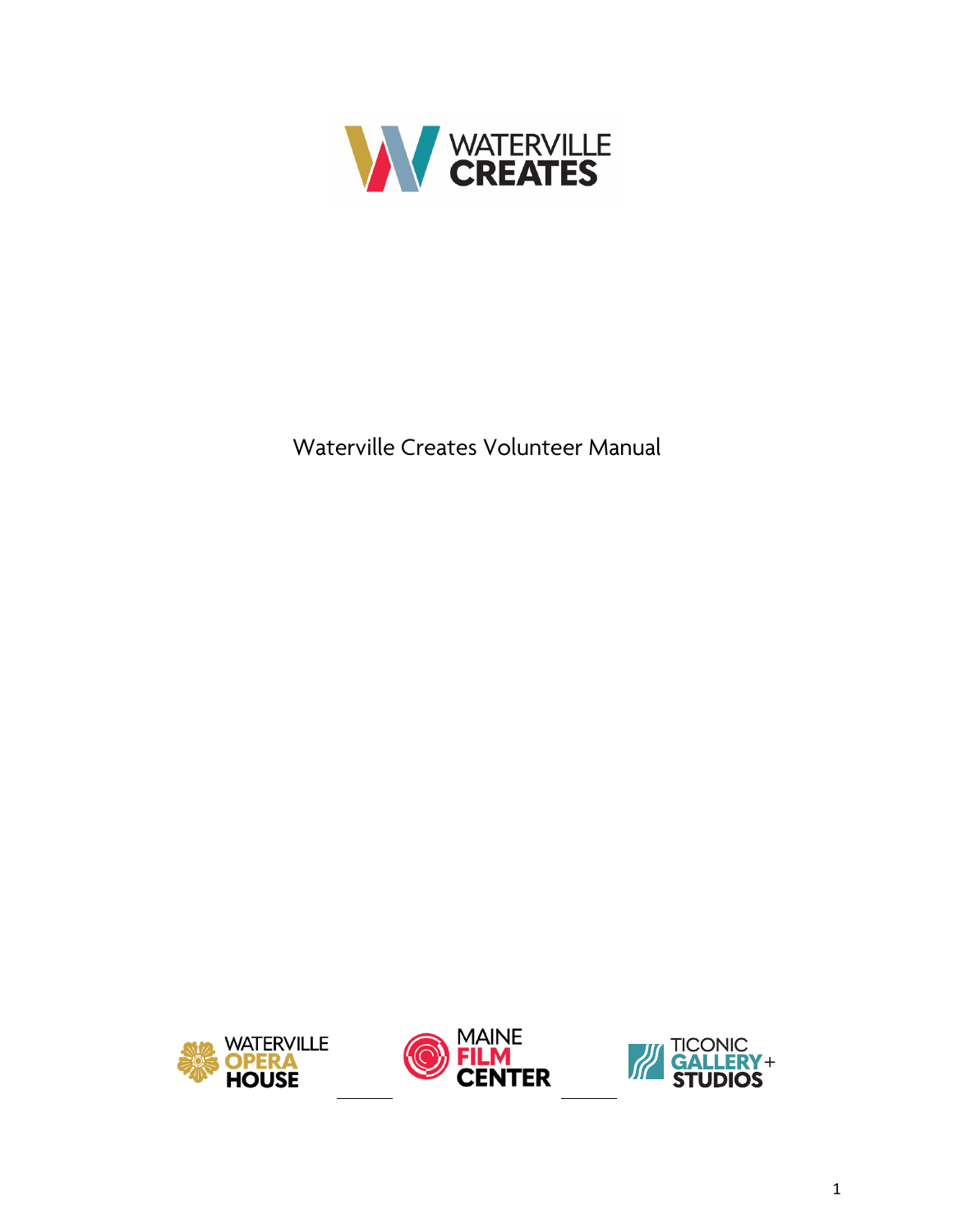WATERVILLE CREATES

# Waterville Creates Volunteer Manual

WATERVILLE OPERA HOUSE

MAINE FILM CENTER

TICONIC GALLERY + STUDIOS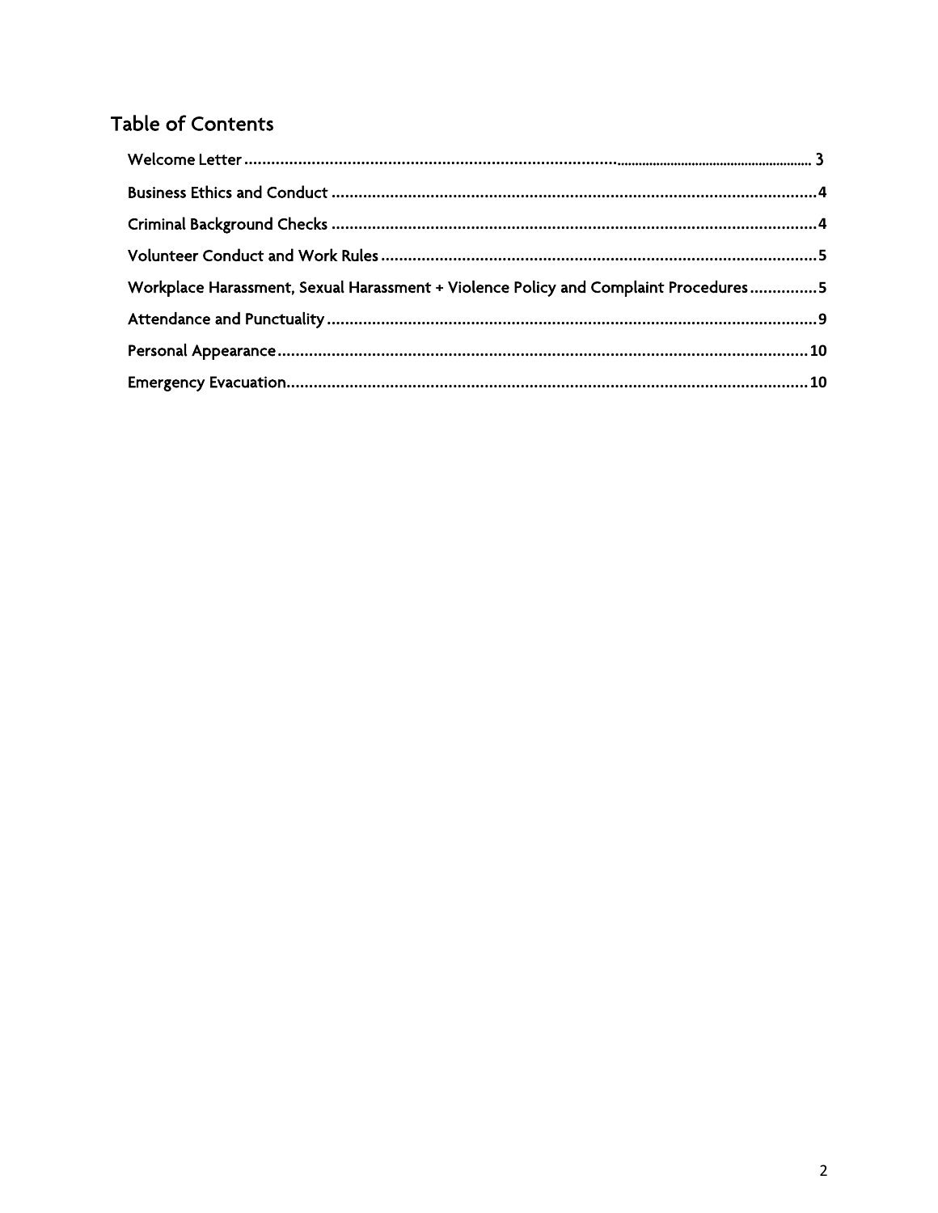## Table of Contents

Welcome Letter ........................................................................................................ 3

Business Ethics and Conduct ........................................................................................ 4

Criminal Background Checks ........................................................................................ 4

Volunteer Conduct and Work Rules ................................................................................ 5

Workplace Harassment, Sexual Harassment + Violence Policy and Complaint Procedures ............... 5

Attendance and Punctuality ........................................................................................ 9

Personal Appearance ................................................................................................ 10

Emergency Evacuation ............................................................................................... 10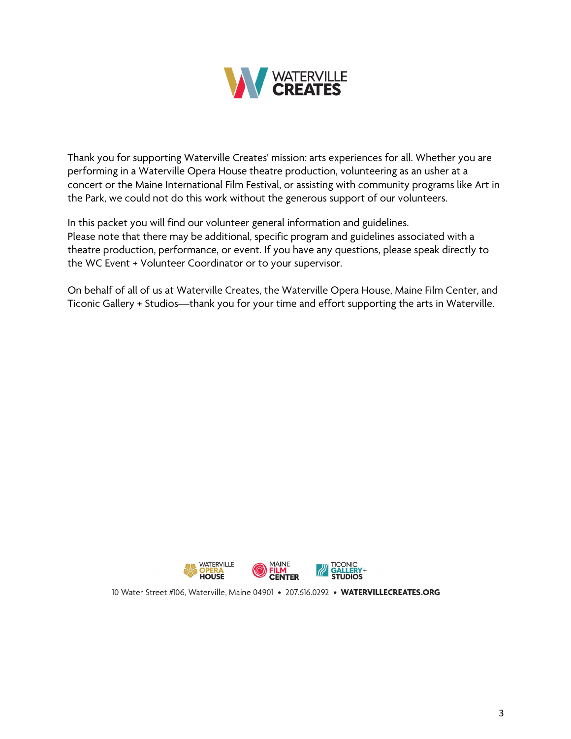Thank you for supporting Waterville Creates' mission: arts experiences for all. Whether you are performing in a Waterville Opera House theatre production, volunteering as an usher at a concert or the Maine International Film Festival, or assisting with community programs like Art in the Park, we could not do this work without the generous support of our volunteers.

In this packet you will find our volunteer general information and guidelines.
Please note that there may be additional, specific program and guidelines associated with a theatre production, performance, or event. If you have any questions, please speak directly to the WC Event + Volunteer Coordinator or to your supervisor.

On behalf of all of us at Waterville Creates, the Waterville Opera House, Maine Film Center, and Ticonic Gallery + Studios—thank you for your time and effort supporting the arts in Waterville.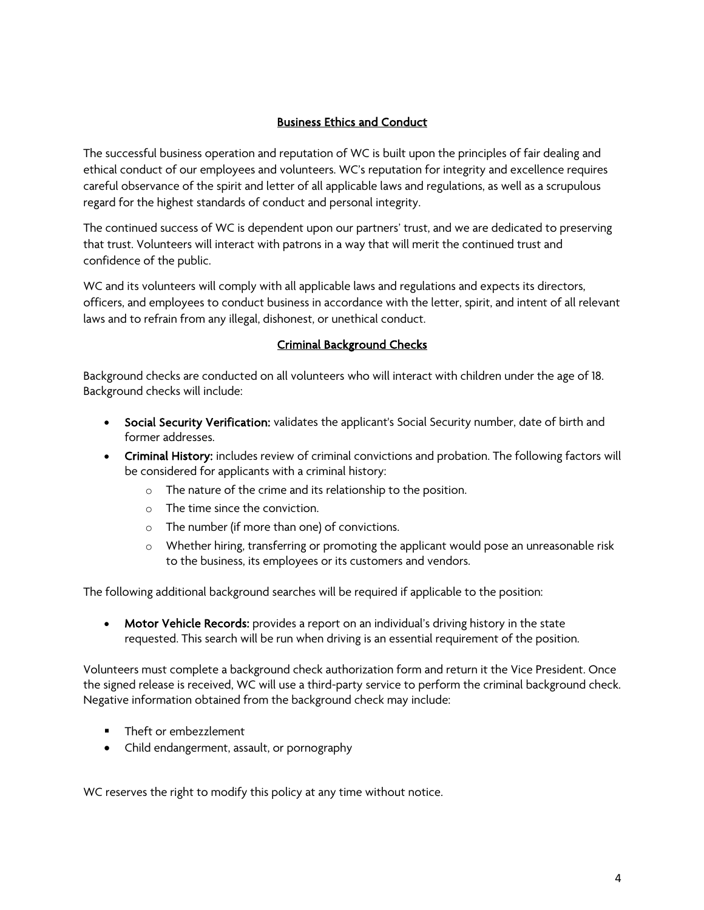## Business Ethics and Conduct

The successful business operation and reputation of WC is built upon the principles of fair dealing and ethical conduct of our employees and volunteers. WC's reputation for integrity and excellence requires careful observance of the spirit and letter of all applicable laws and regulations, as well as a scrupulous regard for the highest standards of conduct and personal integrity.

The continued success of WC is dependent upon our partners' trust, and we are dedicated to preserving that trust. Volunteers will interact with patrons in a way that will merit the continued trust and confidence of the public.

WC and its volunteers will comply with all applicable laws and regulations and expects its directors, officers, and employees to conduct business in accordance with the letter, spirit, and intent of all relevant laws and to refrain from any illegal, dishonest, or unethical conduct.

## Criminal Background Checks

Background checks are conducted on all volunteers who will interact with children under the age of 18. Background checks will include:

- **Social Security Verification:** validates the applicant's Social Security number, date of birth and former addresses.
- **Criminal History:** includes review of criminal convictions and probation. The following factors will be considered for applicants with a criminal history:
  - The nature of the crime and its relationship to the position.
  - The time since the conviction.
  - The number (if more than one) of convictions.
  - Whether hiring, transferring or promoting the applicant would pose an unreasonable risk to the business, its employees or its customers and vendors.

The following additional background searches will be required if applicable to the position:

- **Motor Vehicle Records:** provides a report on an individual's driving history in the state requested. This search will be run when driving is an essential requirement of the position.

Volunteers must complete a background check authorization form and return it the Vice President. Once the signed release is received, WC will use a third-party service to perform the criminal background check. Negative information obtained from the background check may include:

- Theft or embezzlement
- Child endangerment, assault, or pornography

WC reserves the right to modify this policy at any time without notice.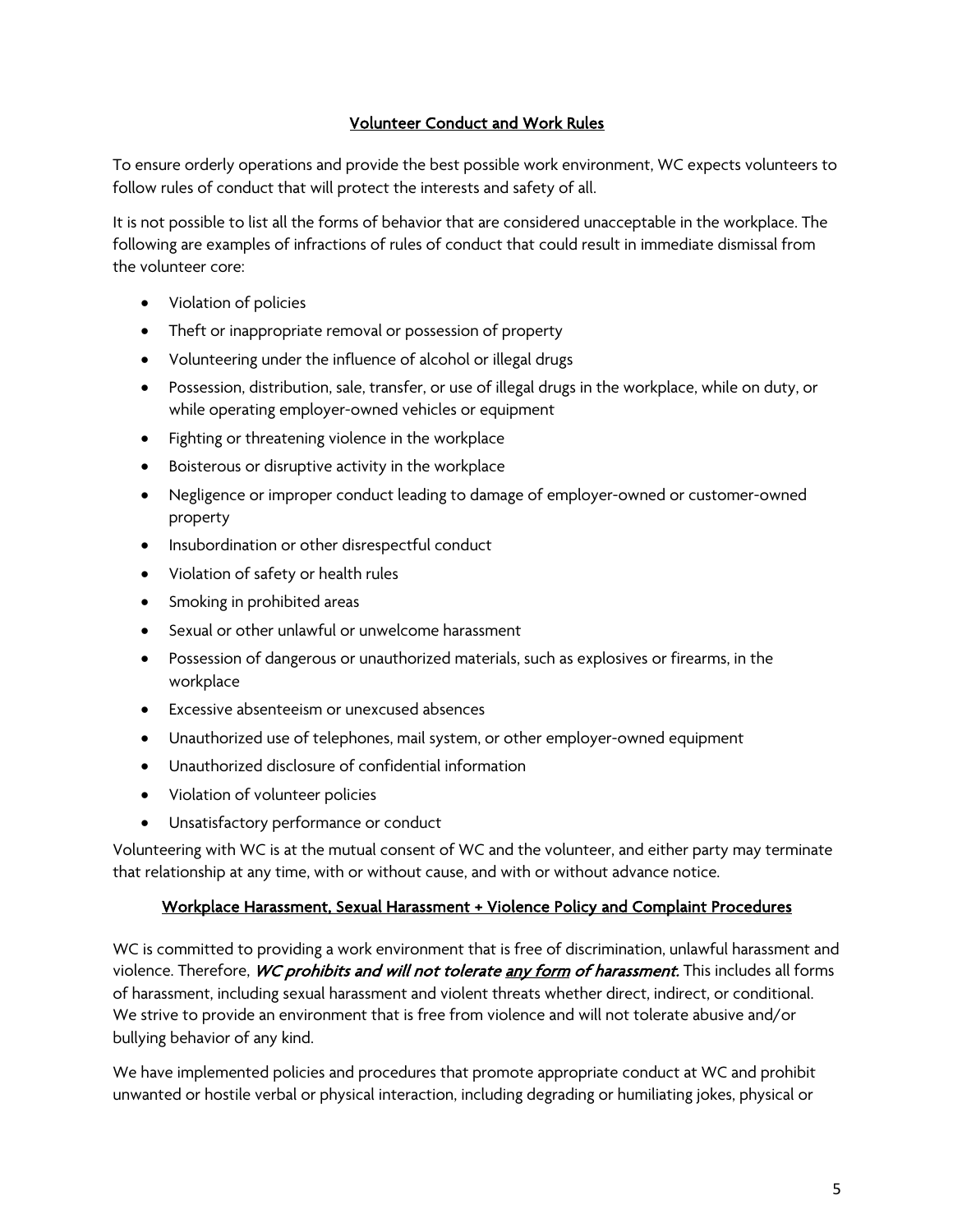## Volunteer Conduct and Work Rules

To ensure orderly operations and provide the best possible work environment, WC expects volunteers to follow rules of conduct that will protect the interests and safety of all.

It is not possible to list all the forms of behavior that are considered unacceptable in the workplace. The following are examples of infractions of rules of conduct that could result in immediate dismissal from the volunteer core:

- Violation of policies
- Theft or inappropriate removal or possession of property
- Volunteering under the influence of alcohol or illegal drugs
- Possession, distribution, sale, transfer, or use of illegal drugs in the workplace, while on duty, or while operating employer-owned vehicles or equipment
- Fighting or threatening violence in the workplace
- Boisterous or disruptive activity in the workplace
- Negligence or improper conduct leading to damage of employer-owned or customer-owned property
- Insubordination or other disrespectful conduct
- Violation of safety or health rules
- Smoking in prohibited areas
- Sexual or other unlawful or unwelcome harassment
- Possession of dangerous or unauthorized materials, such as explosives or firearms, in the workplace
- Excessive absenteeism or unexcused absences
- Unauthorized use of telephones, mail system, or other employer-owned equipment
- Unauthorized disclosure of confidential information
- Violation of volunteer policies
- Unsatisfactory performance or conduct

Volunteering with WC is at the mutual consent of WC and the volunteer, and either party may terminate that relationship at any time, with or without cause, and with or without advance notice.

## Workplace Harassment, Sexual Harassment + Violence Policy and Complaint Procedures

WC is committed to providing a work environment that is free of discrimination, unlawful harassment and violence. Therefore, ***WC prohibits and will not tolerate <u>any form</u> of harassment.*** This includes all forms of harassment, including sexual harassment and violent threats whether direct, indirect, or conditional. We strive to provide an environment that is free from violence and will not tolerate abusive and/or bullying behavior of any kind.

We have implemented policies and procedures that promote appropriate conduct at WC and prohibit unwanted or hostile verbal or physical interaction, including degrading or humiliating jokes, physical or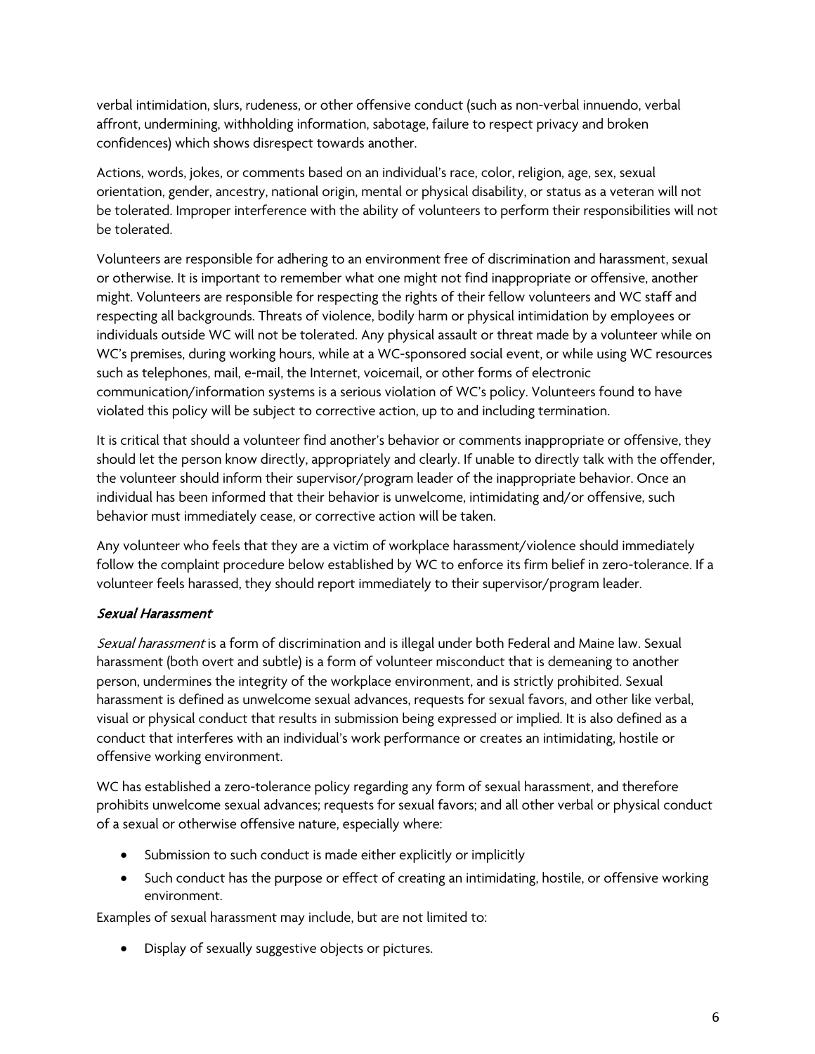verbal intimidation, slurs, rudeness, or other offensive conduct (such as non-verbal innuendo, verbal affront, undermining, withholding information, sabotage, failure to respect privacy and broken confidences) which shows disrespect towards another.

Actions, words, jokes, or comments based on an individual's race, color, religion, age, sex, sexual orientation, gender, ancestry, national origin, mental or physical disability, or status as a veteran will not be tolerated. Improper interference with the ability of volunteers to perform their responsibilities will not be tolerated.

Volunteers are responsible for adhering to an environment free of discrimination and harassment, sexual or otherwise. It is important to remember what one might not find inappropriate or offensive, another might. Volunteers are responsible for respecting the rights of their fellow volunteers and WC staff and respecting all backgrounds. Threats of violence, bodily harm or physical intimidation by employees or individuals outside WC will not be tolerated. Any physical assault or threat made by a volunteer while on WC's premises, during working hours, while at a WC-sponsored social event, or while using WC resources such as telephones, mail, e-mail, the Internet, voicemail, or other forms of electronic communication/information systems is a serious violation of WC's policy. Volunteers found to have violated this policy will be subject to corrective action, up to and including termination.

It is critical that should a volunteer find another's behavior or comments inappropriate or offensive, they should let the person know directly, appropriately and clearly. If unable to directly talk with the offender, the volunteer should inform their supervisor/program leader of the inappropriate behavior. Once an individual has been informed that their behavior is unwelcome, intimidating and/or offensive, such behavior must immediately cease, or corrective action will be taken.

Any volunteer who feels that they are a victim of workplace harassment/violence should immediately follow the complaint procedure below established by WC to enforce its firm belief in zero-tolerance. If a volunteer feels harassed, they should report immediately to their supervisor/program leader.

### *Sexual Harassment*

*Sexual harassment* is a form of discrimination and is illegal under both Federal and Maine law. Sexual harassment (both overt and subtle) is a form of volunteer misconduct that is demeaning to another person, undermines the integrity of the workplace environment, and is strictly prohibited. Sexual harassment is defined as unwelcome sexual advances, requests for sexual favors, and other like verbal, visual or physical conduct that results in submission being expressed or implied. It is also defined as a conduct that interferes with an individual's work performance or creates an intimidating, hostile or offensive working environment.

WC has established a zero-tolerance policy regarding any form of sexual harassment, and therefore prohibits unwelcome sexual advances; requests for sexual favors; and all other verbal or physical conduct of a sexual or otherwise offensive nature, especially where:

- Submission to such conduct is made either explicitly or implicitly
- Such conduct has the purpose or effect of creating an intimidating, hostile, or offensive working environment.

Examples of sexual harassment may include, but are not limited to:

- Display of sexually suggestive objects or pictures.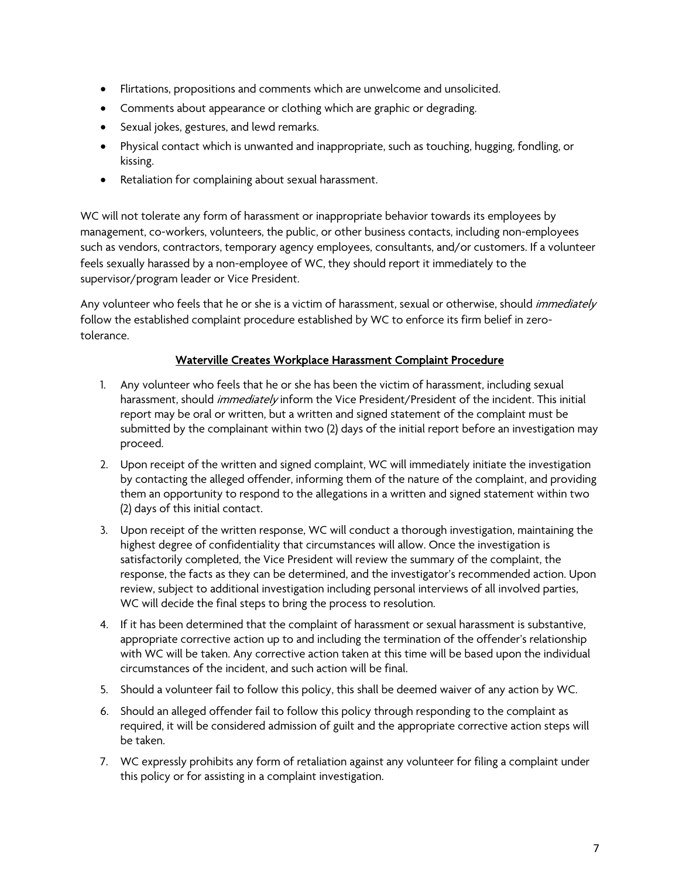- Flirtations, propositions and comments which are unwelcome and unsolicited.
- Comments about appearance or clothing which are graphic or degrading.
- Sexual jokes, gestures, and lewd remarks.
- Physical contact which is unwanted and inappropriate, such as touching, hugging, fondling, or kissing.
- Retaliation for complaining about sexual harassment.

WC will not tolerate any form of harassment or inappropriate behavior towards its employees by management, co-workers, volunteers, the public, or other business contacts, including non-employees such as vendors, contractors, temporary agency employees, consultants, and/or customers. If a volunteer feels sexually harassed by a non-employee of WC, they should report it immediately to the supervisor/program leader or Vice President.

Any volunteer who feels that he or she is a victim of harassment, sexual or otherwise, should *immediately* follow the established complaint procedure established by WC to enforce its firm belief in zero-tolerance.

## Waterville Creates Workplace Harassment Complaint Procedure

1. Any volunteer who feels that he or she has been the victim of harassment, including sexual harassment, should *immediately* inform the Vice President/President of the incident. This initial report may be oral or written, but a written and signed statement of the complaint must be submitted by the complainant within two (2) days of the initial report before an investigation may proceed.
2. Upon receipt of the written and signed complaint, WC will immediately initiate the investigation by contacting the alleged offender, informing them of the nature of the complaint, and providing them an opportunity to respond to the allegations in a written and signed statement within two (2) days of this initial contact.
3. Upon receipt of the written response, WC will conduct a thorough investigation, maintaining the highest degree of confidentiality that circumstances will allow. Once the investigation is satisfactorily completed, the Vice President will review the summary of the complaint, the response, the facts as they can be determined, and the investigator's recommended action. Upon review, subject to additional investigation including personal interviews of all involved parties, WC will decide the final steps to bring the process to resolution.
4. If it has been determined that the complaint of harassment or sexual harassment is substantive, appropriate corrective action up to and including the termination of the offender's relationship with WC will be taken. Any corrective action taken at this time will be based upon the individual circumstances of the incident, and such action will be final.
5. Should a volunteer fail to follow this policy, this shall be deemed waiver of any action by WC.
6. Should an alleged offender fail to follow this policy through responding to the complaint as required, it will be considered admission of guilt and the appropriate corrective action steps will be taken.
7. WC expressly prohibits any form of retaliation against any volunteer for filing a complaint under this policy or for assisting in a complaint investigation.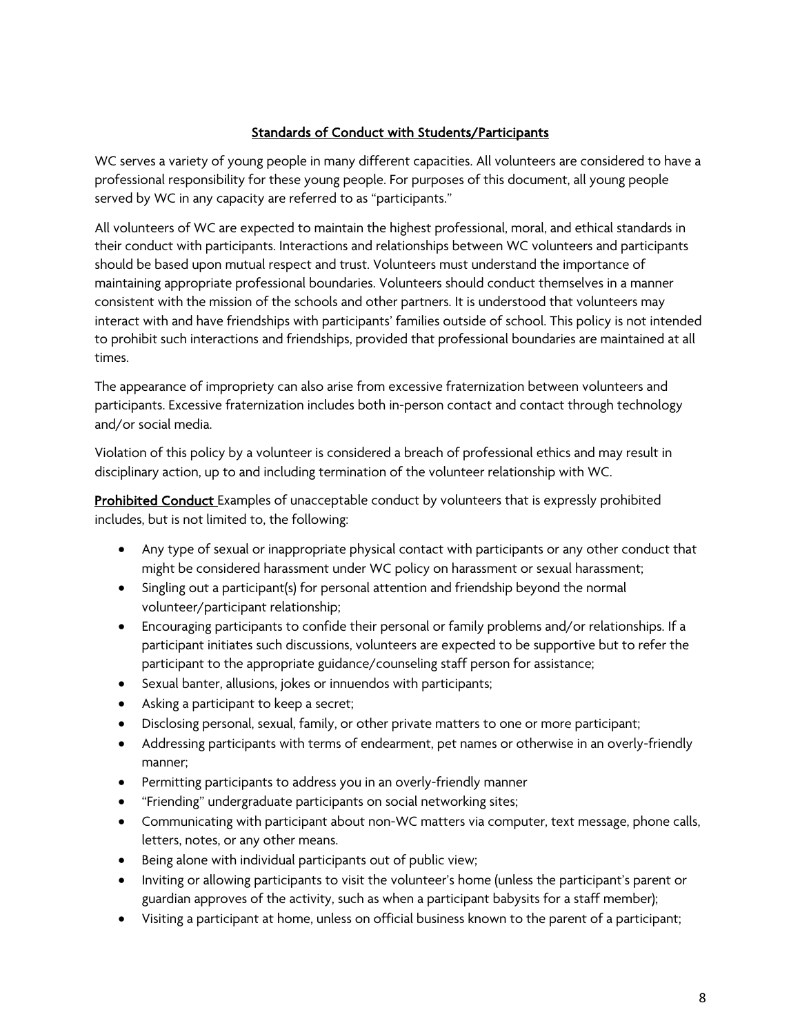## Standards of Conduct with Students/Participants

WC serves a variety of young people in many different capacities. All volunteers are considered to have a professional responsibility for these young people. For purposes of this document, all young people served by WC in any capacity are referred to as "participants."

All volunteers of WC are expected to maintain the highest professional, moral, and ethical standards in their conduct with participants. Interactions and relationships between WC volunteers and participants should be based upon mutual respect and trust. Volunteers must understand the importance of maintaining appropriate professional boundaries. Volunteers should conduct themselves in a manner consistent with the mission of the schools and other partners. It is understood that volunteers may interact with and have friendships with participants' families outside of school. This policy is not intended to prohibit such interactions and friendships, provided that professional boundaries are maintained at all times.

The appearance of impropriety can also arise from excessive fraternization between volunteers and participants. Excessive fraternization includes both in-person contact and contact through technology and/or social media.

Violation of this policy by a volunteer is considered a breach of professional ethics and may result in disciplinary action, up to and including termination of the volunteer relationship with WC.

**Prohibited Conduct** Examples of unacceptable conduct by volunteers that is expressly prohibited includes, but is not limited to, the following:

- Any type of sexual or inappropriate physical contact with participants or any other conduct that might be considered harassment under WC policy on harassment or sexual harassment;
- Singling out a participant(s) for personal attention and friendship beyond the normal volunteer/participant relationship;
- Encouraging participants to confide their personal or family problems and/or relationships. If a participant initiates such discussions, volunteers are expected to be supportive but to refer the participant to the appropriate guidance/counseling staff person for assistance;
- Sexual banter, allusions, jokes or innuendos with participants;
- Asking a participant to keep a secret;
- Disclosing personal, sexual, family, or other private matters to one or more participant;
- Addressing participants with terms of endearment, pet names or otherwise in an overly-friendly manner;
- Permitting participants to address you in an overly-friendly manner
- "Friending" undergraduate participants on social networking sites;
- Communicating with participant about non-WC matters via computer, text message, phone calls, letters, notes, or any other means.
- Being alone with individual participants out of public view;
- Inviting or allowing participants to visit the volunteer's home (unless the participant's parent or guardian approves of the activity, such as when a participant babysits for a staff member);
- Visiting a participant at home, unless on official business known to the parent of a participant;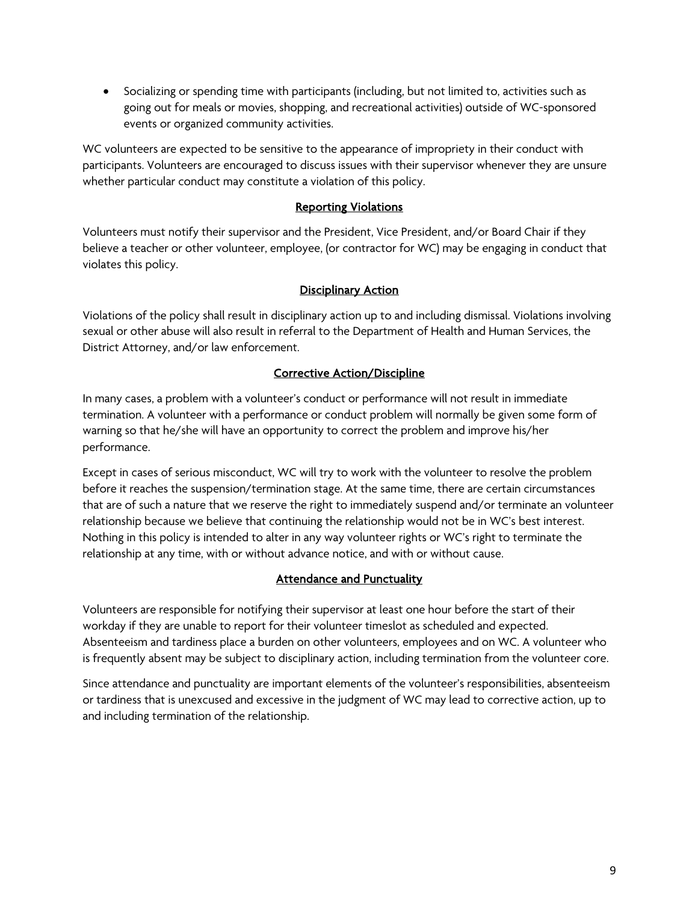- Socializing or spending time with participants (including, but not limited to, activities such as going out for meals or movies, shopping, and recreational activities) outside of WC-sponsored events or organized community activities.

WC volunteers are expected to be sensitive to the appearance of impropriety in their conduct with participants. Volunteers are encouraged to discuss issues with their supervisor whenever they are unsure whether particular conduct may constitute a violation of this policy.

## Reporting Violations

Volunteers must notify their supervisor and the President, Vice President, and/or Board Chair if they believe a teacher or other volunteer, employee, (or contractor for WC) may be engaging in conduct that violates this policy.

## Disciplinary Action

Violations of the policy shall result in disciplinary action up to and including dismissal. Violations involving sexual or other abuse will also result in referral to the Department of Health and Human Services, the District Attorney, and/or law enforcement.

## Corrective Action/Discipline

In many cases, a problem with a volunteer's conduct or performance will not result in immediate termination. A volunteer with a performance or conduct problem will normally be given some form of warning so that he/she will have an opportunity to correct the problem and improve his/her performance.

Except in cases of serious misconduct, WC will try to work with the volunteer to resolve the problem before it reaches the suspension/termination stage. At the same time, there are certain circumstances that are of such a nature that we reserve the right to immediately suspend and/or terminate an volunteer relationship because we believe that continuing the relationship would not be in WC's best interest. Nothing in this policy is intended to alter in any way volunteer rights or WC's right to terminate the relationship at any time, with or without advance notice, and with or without cause.

## Attendance and Punctuality

Volunteers are responsible for notifying their supervisor at least one hour before the start of their workday if they are unable to report for their volunteer timeslot as scheduled and expected. Absenteeism and tardiness place a burden on other volunteers, employees and on WC. A volunteer who is frequently absent may be subject to disciplinary action, including termination from the volunteer core.

Since attendance and punctuality are important elements of the volunteer's responsibilities, absenteeism or tardiness that is unexcused and excessive in the judgment of WC may lead to corrective action, up to and including termination of the relationship.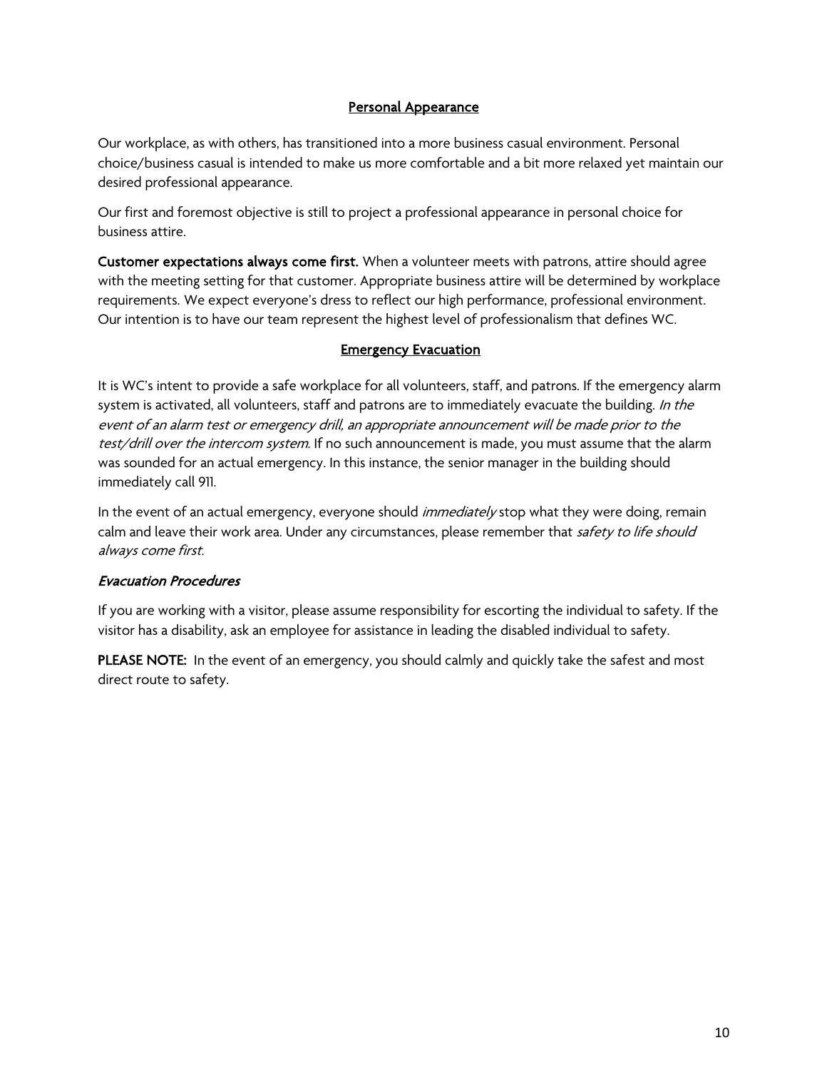## Personal Appearance

Our workplace, as with others, has transitioned into a more business casual environment. Personal choice/business casual is intended to make us more comfortable and a bit more relaxed yet maintain our desired professional appearance.

Our first and foremost objective is still to project a professional appearance in personal choice for business attire.

**Customer expectations always come first.** When a volunteer meets with patrons, attire should agree with the meeting setting for that customer. Appropriate business attire will be determined by workplace requirements. We expect everyone's dress to reflect our high performance, professional environment. Our intention is to have our team represent the highest level of professionalism that defines WC.

## Emergency Evacuation

It is WC's intent to provide a safe workplace for all volunteers, staff, and patrons. If the emergency alarm system is activated, all volunteers, staff and patrons are to immediately evacuate the building. *In the event of an alarm test or emergency drill, an appropriate announcement will be made prior to the test/drill over the intercom system.* If no such announcement is made, you must assume that the alarm was sounded for an actual emergency. In this instance, the senior manager in the building should immediately call 911.

In the event of an actual emergency, everyone should *immediately* stop what they were doing, remain calm and leave their work area. Under any circumstances, please remember that *safety to life should always come first.*

### *Evacuation Procedures*

If you are working with a visitor, please assume responsibility for escorting the individual to safety. If the visitor has a disability, ask an employee for assistance in leading the disabled individual to safety.

**PLEASE NOTE:** In the event of an emergency, you should calmly and quickly take the safest and most direct route to safety.